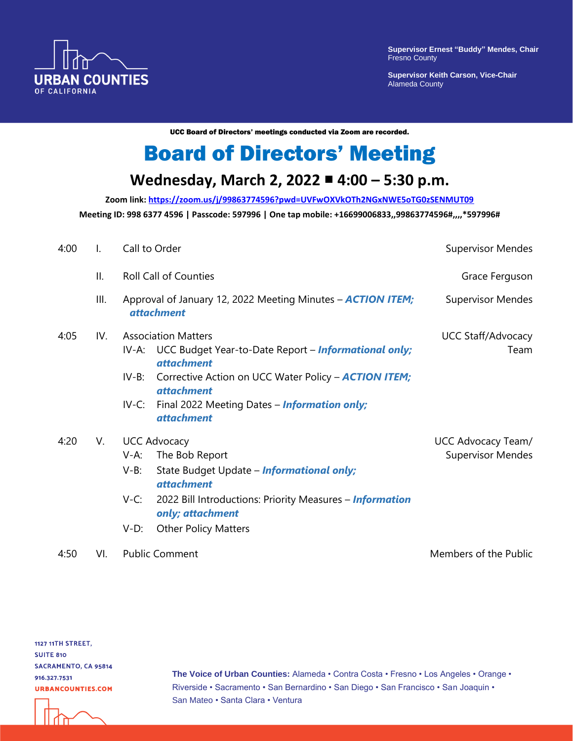URBAN COUNTIES OF CALIFORNIA

**Supervisor Ernest "Buddy" Mendes, Chair**
Fresno County

**Supervisor Keith Carson, Vice-Chair**
Alameda County

**UCC Board of Directors' meetings conducted via Zoom are recorded.**

# Board of Directors' Meeting

## Wednesday, March 2, 2022 ■ 4:00 – 5:30 p.m.

**Zoom link: https://zoom.us/j/99863774596?pwd=UVFwOXVkOTh2NGxNWE5oTG0zSENMUT09**

**Meeting ID: 998 6377 4596 | Passcode: 597996 | One tap mobile: +16699006833,,99863774596#,,,,*597996#**

| Time | No. | Item | Presenter |
|---|---|---|---|
| 4:00 | I. | Call to Order | Supervisor Mendes |
| | II. | Roll Call of Counties | Grace Ferguson |
| | III. | Approval of January 12, 2022 Meeting Minutes – ***ACTION ITEM; attachment*** | Supervisor Mendes |
| 4:05 | IV. | Association Matters<br>IV-A: UCC Budget Year-to-Date Report – ***Informational only; attachment***<br>IV-B: Corrective Action on UCC Water Policy – ***ACTION ITEM; attachment***<br>IV-C: Final 2022 Meeting Dates – ***Information only; attachment*** | UCC Staff/Advocacy Team |
| 4:20 | V. | UCC Advocacy<br>V-A: The Bob Report<br>V-B: State Budget Update – ***Informational only; attachment***<br>V-C: 2022 Bill Introductions: Priority Measures – ***Information only; attachment***<br>V-D: Other Policy Matters | UCC Advocacy Team/ Supervisor Mendes |
| 4:50 | VI. | Public Comment | Members of the Public |

1127 11TH STREET,
SUITE 810
SACRAMENTO, CA 95814
916.327.7531
URBANCOUNTIES.COM

**The Voice of Urban Counties:** Alameda • Contra Costa • Fresno • Los Angeles • Orange • Riverside • Sacramento • San Bernardino • San Diego • San Francisco • San Joaquin • San Mateo • Santa Clara • Ventura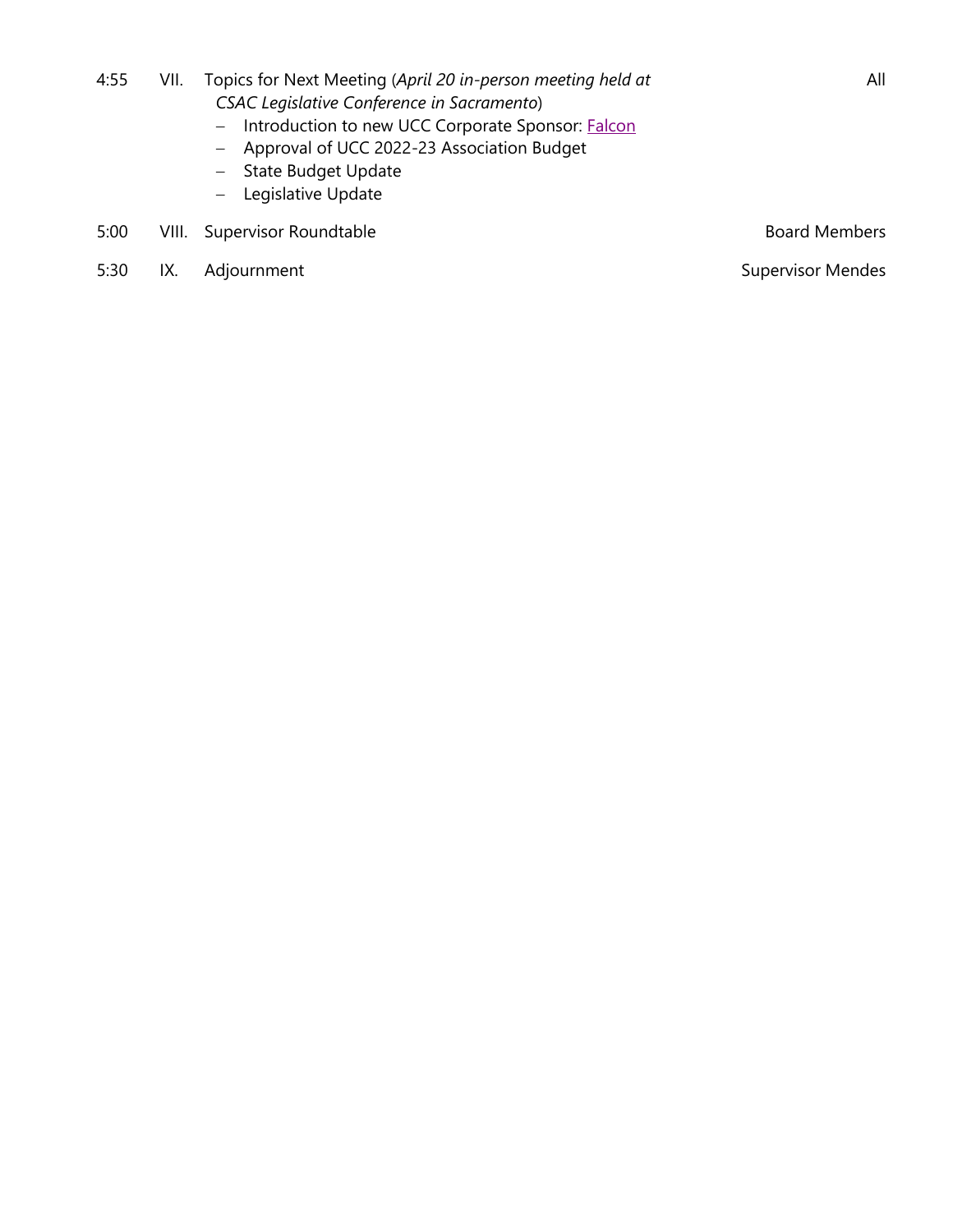| | | | |
|---|---|---|---|
| 4:55 | VII. | Topics for Next Meeting (*April 20 in-person meeting held at CSAC Legislative Conference in Sacramento*)<br>– Introduction to new UCC Corporate Sponsor: Falcon<br>– Approval of UCC 2022-23 Association Budget<br>– State Budget Update<br>– Legislative Update | All |
| 5:00 | VIII. | Supervisor Roundtable | Board Members |
| 5:30 | IX. | Adjournment | Supervisor Mendes |